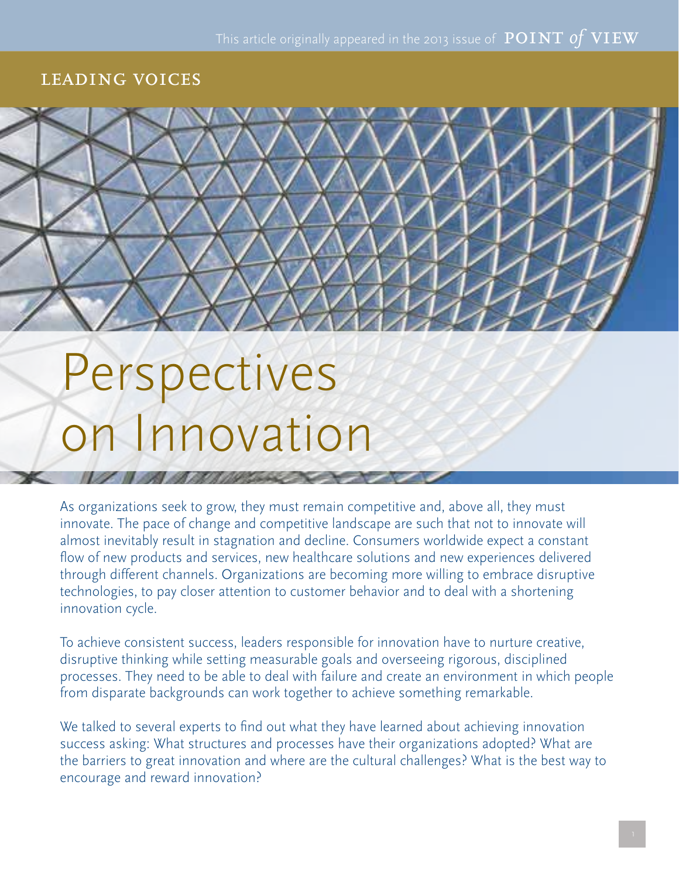This article originally appeared in the 2013 issue of POINT *of* VIEW

LEADING VOICES

# Perspectives on Innovation

As organizations seek to grow, they must remain competitive and, above all, they must innovate. The pace of change and competitive landscape are such that not to innovate will almost inevitably result in stagnation and decline. Consumers worldwide expect a constant flow of new products and services, new healthcare solutions and new experiences delivered through different channels. Organizations are becoming more willing to embrace disruptive technologies, to pay closer attention to customer behavior and to deal with a shortening innovation cycle.

To achieve consistent success, leaders responsible for innovation have to nurture creative, disruptive thinking while setting measurable goals and overseeing rigorous, disciplined processes. They need to be able to deal with failure and create an environment in which people from disparate backgrounds can work together to achieve something remarkable.

We talked to several experts to find out what they have learned about achieving innovation success asking: What structures and processes have their organizations adopted? What are the barriers to great innovation and where are the cultural challenges? What is the best way to encourage and reward innovation?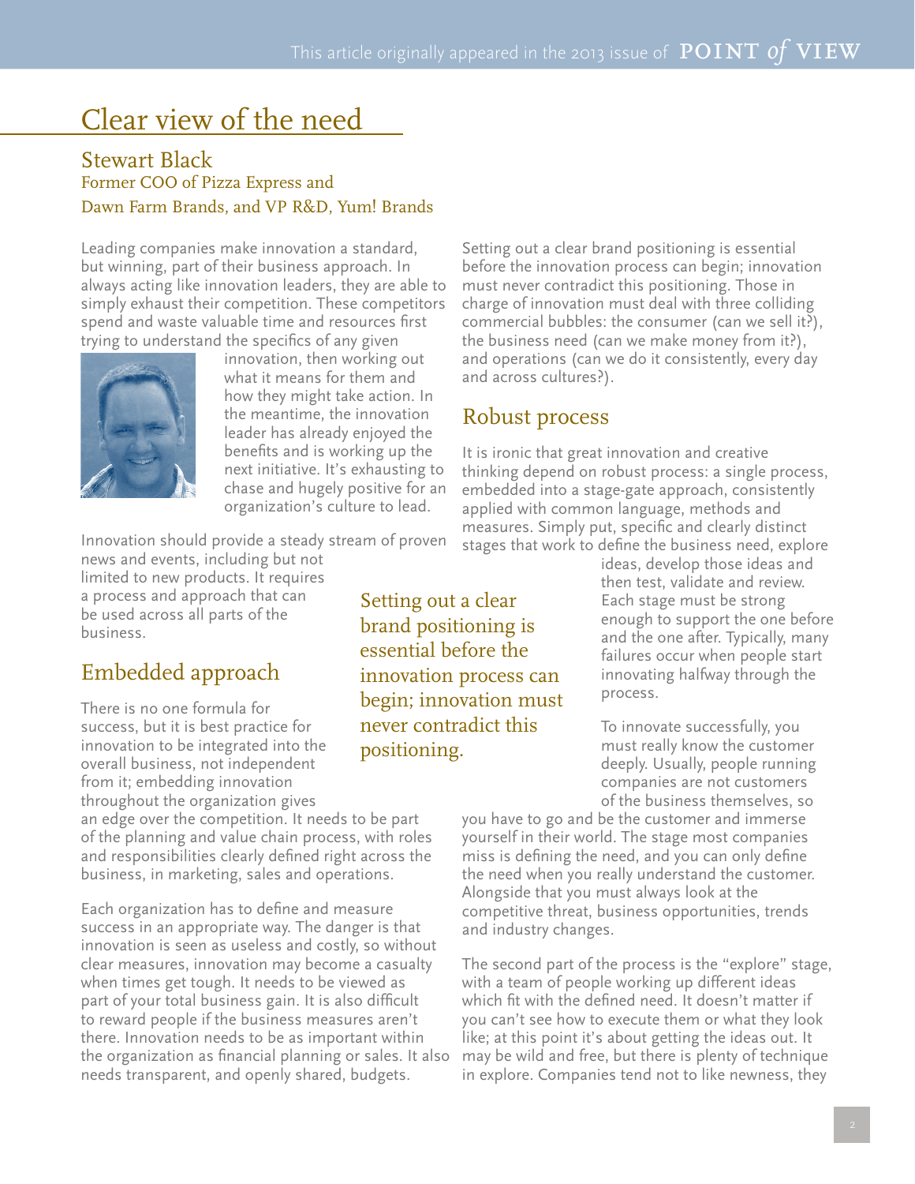# Clear view of the need

## Stewart Black
Former COO of Pizza Express and
Dawn Farm Brands, and VP R&D, Yum! Brands

Leading companies make innovation a standard, but winning, part of their business approach. In always acting like innovation leaders, they are able to simply exhaust their competition. These competitors spend and waste valuable time and resources first trying to understand the specifics of any given innovation, then working out what it means for them and how they might take action. In the meantime, the innovation leader has already enjoyed the benefits and is working up the next initiative. It's exhausting to chase and hugely positive for an organization's culture to lead.

Innovation should provide a steady stream of proven news and events, including but not limited to new products. It requires a process and approach that can be used across all parts of the business.

## Embedded approach

There is no one formula for success, but it is best practice for innovation to be integrated into the overall business, not independent from it; embedding innovation throughout the organization gives an edge over the competition. It needs to be part of the planning and value chain process, with roles and responsibilities clearly defined right across the business, in marketing, sales and operations.

Each organization has to define and measure success in an appropriate way. The danger is that innovation is seen as useless and costly, so without clear measures, innovation may become a casualty when times get tough. It needs to be viewed as part of your total business gain. It is also difficult to reward people if the business measures aren't there. Innovation needs to be as important within the organization as financial planning or sales. It also needs transparent, and openly shared, budgets.

> Setting out a clear brand positioning is essential before the innovation process can begin; innovation must never contradict this positioning.

Setting out a clear brand positioning is essential before the innovation process can begin; innovation must never contradict this positioning. Those in charge of innovation must deal with three colliding commercial bubbles: the consumer (can we sell it?), the business need (can we make money from it?), and operations (can we do it consistently, every day and across cultures?).

## Robust process

It is ironic that great innovation and creative thinking depend on robust process: a single process, embedded into a stage-gate approach, consistently applied with common language, methods and measures. Simply put, specific and clearly distinct stages that work to define the business need, explore ideas, develop those ideas and then test, validate and review. Each stage must be strong enough to support the one before and the one after. Typically, many failures occur when people start innovating halfway through the process.

To innovate successfully, you must really know the customer deeply. Usually, people running companies are not customers of the business themselves, so you have to go and be the customer and immerse yourself in their world. The stage most companies miss is defining the need, and you can only define the need when you really understand the customer. Alongside that you must always look at the competitive threat, business opportunities, trends and industry changes.

The second part of the process is the "explore" stage, with a team of people working up different ideas which fit with the defined need. It doesn't matter if you can't see how to execute them or what they look like; at this point it's about getting the ideas out. It may be wild and free, but there is plenty of technique in explore. Companies tend not to like newness, they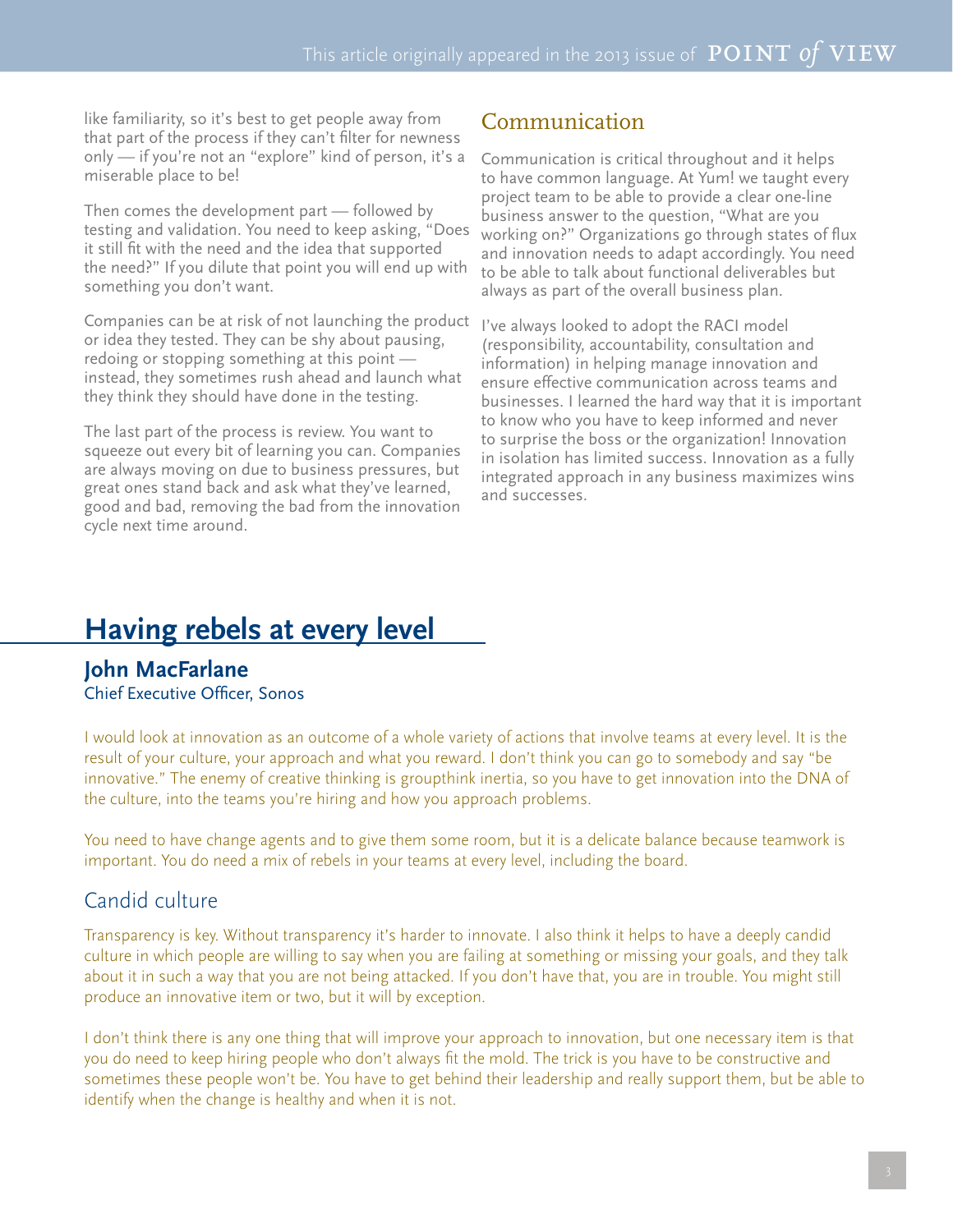like familiarity, so it's best to get people away from that part of the process if they can't filter for newness only — if you're not an "explore" kind of person, it's a miserable place to be!

Then comes the development part — followed by testing and validation. You need to keep asking, "Does it still fit with the need and the idea that supported the need?" If you dilute that point you will end up with something you don't want.

Companies can be at risk of not launching the product or idea they tested. They can be shy about pausing, redoing or stopping something at this point — instead, they sometimes rush ahead and launch what they think they should have done in the testing.

The last part of the process is review. You want to squeeze out every bit of learning you can. Companies are always moving on due to business pressures, but great ones stand back and ask what they've learned, good and bad, removing the bad from the innovation cycle next time around.

### Communication

Communication is critical throughout and it helps to have common language. At Yum! we taught every project team to be able to provide a clear one-line business answer to the question, "What are you working on?" Organizations go through states of flux and innovation needs to adapt accordingly. You need to be able to talk about functional deliverables but always as part of the overall business plan.

I've always looked to adopt the RACI model (responsibility, accountability, consultation and information) in helping manage innovation and ensure effective communication across teams and businesses. I learned the hard way that it is important to know who you have to keep informed and never to surprise the boss or the organization! Innovation in isolation has limited success. Innovation as a fully integrated approach in any business maximizes wins and successes.

## Having rebels at every level

**John MacFarlane**
Chief Executive Officer, Sonos

I would look at innovation as an outcome of a whole variety of actions that involve teams at every level. It is the result of your culture, your approach and what you reward. I don't think you can go to somebody and say "be innovative." The enemy of creative thinking is groupthink inertia, so you have to get innovation into the DNA of the culture, into the teams you're hiring and how you approach problems.

You need to have change agents and to give them some room, but it is a delicate balance because teamwork is important. You do need a mix of rebels in your teams at every level, including the board.

### Candid culture

Transparency is key. Without transparency it's harder to innovate. I also think it helps to have a deeply candid culture in which people are willing to say when you are failing at something or missing your goals, and they talk about it in such a way that you are not being attacked. If you don't have that, you are in trouble. You might still produce an innovative item or two, but it will by exception.

I don't think there is any one thing that will improve your approach to innovation, but one necessary item is that you do need to keep hiring people who don't always fit the mold. The trick is you have to be constructive and sometimes these people won't be. You have to get behind their leadership and really support them, but be able to identify when the change is healthy and when it is not.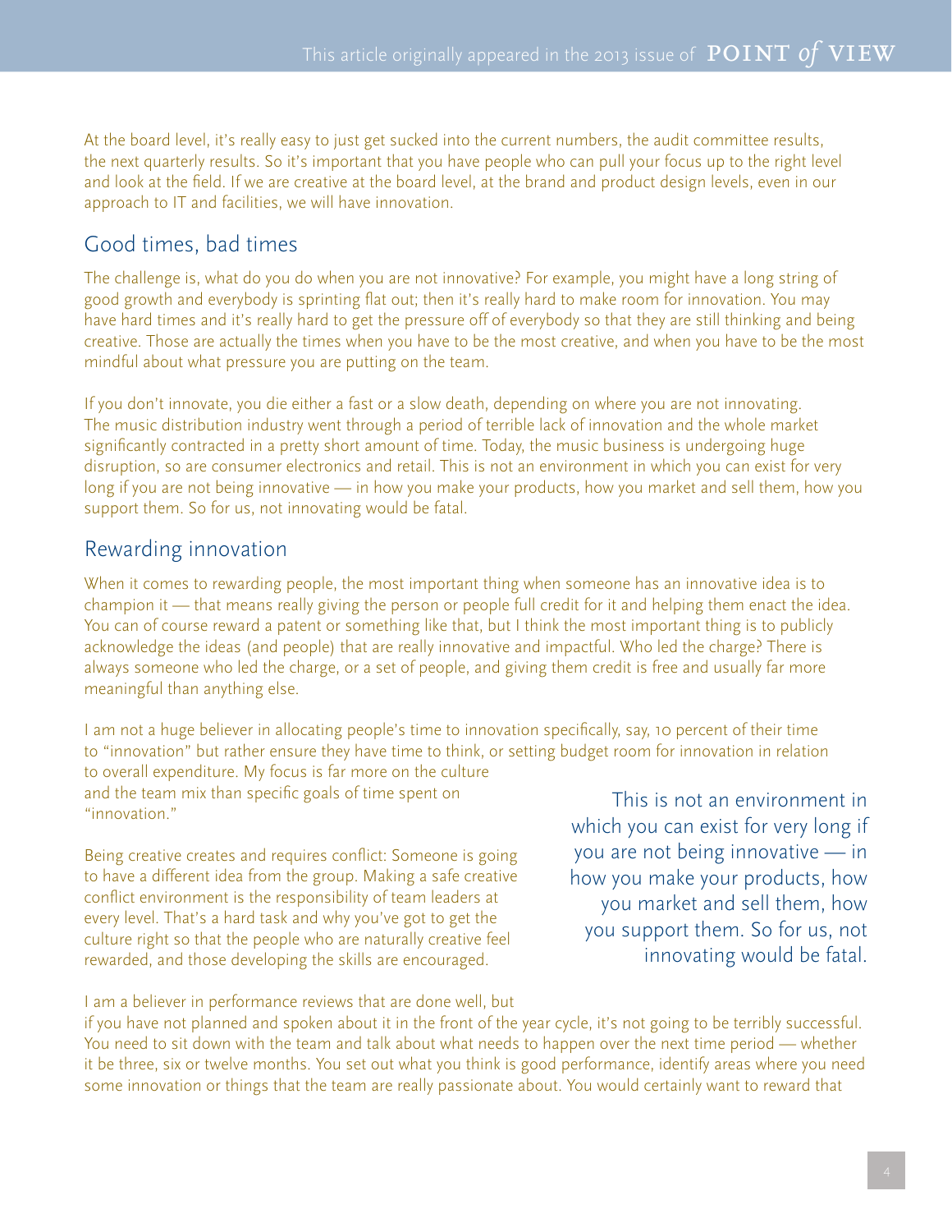At the board level, it's really easy to just get sucked into the current numbers, the audit committee results, the next quarterly results. So it's important that you have people who can pull your focus up to the right level and look at the field. If we are creative at the board level, at the brand and product design levels, even in our approach to IT and facilities, we will have innovation.

## Good times, bad times

The challenge is, what do you do when you are not innovative? For example, you might have a long string of good growth and everybody is sprinting flat out; then it's really hard to make room for innovation. You may have hard times and it's really hard to get the pressure off of everybody so that they are still thinking and being creative. Those are actually the times when you have to be the most creative, and when you have to be the most mindful about what pressure you are putting on the team.

If you don't innovate, you die either a fast or a slow death, depending on where you are not innovating. The music distribution industry went through a period of terrible lack of innovation and the whole market significantly contracted in a pretty short amount of time. Today, the music business is undergoing huge disruption, so are consumer electronics and retail. This is not an environment in which you can exist for very long if you are not being innovative — in how you make your products, how you market and sell them, how you support them. So for us, not innovating would be fatal.

## Rewarding innovation

When it comes to rewarding people, the most important thing when someone has an innovative idea is to champion it — that means really giving the person or people full credit for it and helping them enact the idea. You can of course reward a patent or something like that, but I think the most important thing is to publicly acknowledge the ideas (and people) that are really innovative and impactful. Who led the charge? There is always someone who led the charge, or a set of people, and giving them credit is free and usually far more meaningful than anything else.

I am not a huge believer in allocating people's time to innovation specifically, say, 10 percent of their time to "innovation" but rather ensure they have time to think, or setting budget room for innovation in relation to overall expenditure. My focus is far more on the culture and the team mix than specific goals of time spent on "innovation."

Being creative creates and requires conflict: Someone is going to have a different idea from the group. Making a safe creative conflict environment is the responsibility of team leaders at every level. That's a hard task and why you've got to get the culture right so that the people who are naturally creative feel rewarded, and those developing the skills are encouraged.

> This is not an environment in which you can exist for very long if you are not being innovative — in how you make your products, how you market and sell them, how you support them. So for us, not innovating would be fatal.

I am a believer in performance reviews that are done well, but if you have not planned and spoken about it in the front of the year cycle, it's not going to be terribly successful. You need to sit down with the team and talk about what needs to happen over the next time period — whether it be three, six or twelve months. You set out what you think is good performance, identify areas where you need some innovation or things that the team are really passionate about. You would certainly want to reward that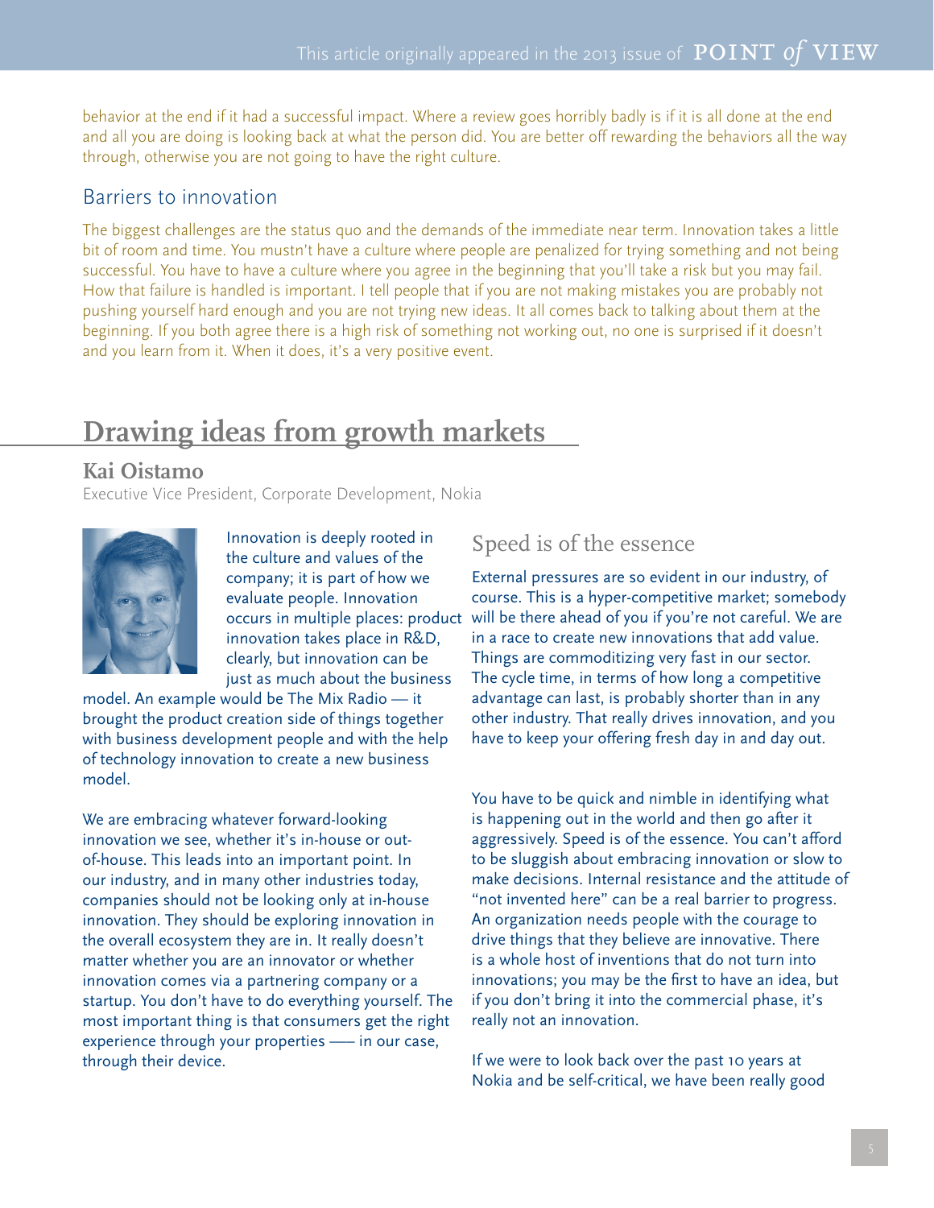behavior at the end if it had a successful impact. Where a review goes horribly badly is if it is all done at the end and all you are doing is looking back at what the person did. You are better off rewarding the behaviors all the way through, otherwise you are not going to have the right culture.

### Barriers to innovation

The biggest challenges are the status quo and the demands of the immediate near term. Innovation takes a little bit of room and time. You mustn't have a culture where people are penalized for trying something and not being successful. You have to have a culture where you agree in the beginning that you'll take a risk but you may fail. How that failure is handled is important. I tell people that if you are not making mistakes you are probably not pushing yourself hard enough and you are not trying new ideas. It all comes back to talking about them at the beginning. If you both agree there is a high risk of something not working out, no one is surprised if it doesn't and you learn from it. When it does, it's a very positive event.

## Drawing ideas from growth markets

**Kai Oistamo**

Executive Vice President, Corporate Development, Nokia

Innovation is deeply rooted in the culture and values of the company; it is part of how we evaluate people. Innovation occurs in multiple places: product innovation takes place in R&D, clearly, but innovation can be just as much about the business model. An example would be The Mix Radio — it brought the product creation side of things together with business development people and with the help of technology innovation to create a new business model.

We are embracing whatever forward-looking innovation we see, whether it's in-house or out-of-house. This leads into an important point. In our industry, and in many other industries today, companies should not be looking only at in-house innovation. They should be exploring innovation in the overall ecosystem they are in. It really doesn't matter whether you are an innovator or whether innovation comes via a partnering company or a startup. You don't have to do everything yourself. The most important thing is that consumers get the right experience through your properties —– in our case, through their device.

### Speed is of the essence

External pressures are so evident in our industry, of course. This is a hyper-competitive market; somebody will be there ahead of you if you're not careful. We are in a race to create new innovations that add value. Things are commoditizing very fast in our sector. The cycle time, in terms of how long a competitive advantage can last, is probably shorter than in any other industry. That really drives innovation, and you have to keep your offering fresh day in and day out.

You have to be quick and nimble in identifying what is happening out in the world and then go after it aggressively. Speed is of the essence. You can't afford to be sluggish about embracing innovation or slow to make decisions. Internal resistance and the attitude of "not invented here" can be a real barrier to progress. An organization needs people with the courage to drive things that they believe are innovative. There is a whole host of inventions that do not turn into innovations; you may be the first to have an idea, but if you don't bring it into the commercial phase, it's really not an innovation.

If we were to look back over the past 10 years at Nokia and be self-critical, we have been really good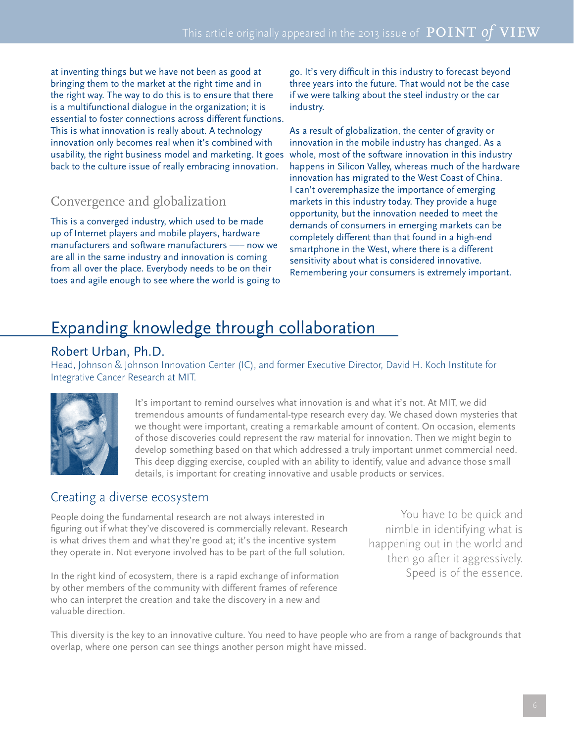at inventing things but we have not been as good at bringing them to the market at the right time and in the right way. The way to do this is to ensure that there is a multifunctional dialogue in the organization; it is essential to foster connections across different functions. This is what innovation is really about. A technology innovation only becomes real when it's combined with usability, the right business model and marketing. It goes back to the culture issue of really embracing innovation.

### Convergence and globalization

This is a converged industry, which used to be made up of Internet players and mobile players, hardware manufacturers and software manufacturers — now we are all in the same industry and innovation is coming from all over the place. Everybody needs to be on their toes and agile enough to see where the world is going to go. It's very difficult in this industry to forecast beyond three years into the future. That would not be the case if we were talking about the steel industry or the car industry.

As a result of globalization, the center of gravity or innovation in the mobile industry has changed. As a whole, most of the software innovation in this industry happens in Silicon Valley, whereas much of the hardware innovation has migrated to the West Coast of China. I can't overemphasize the importance of emerging markets in this industry today. They provide a huge opportunity, but the innovation needed to meet the demands of consumers in emerging markets can be completely different than that found in a high-end smartphone in the West, where there is a different sensitivity about what is considered innovative. Remembering your consumers is extremely important.

## Expanding knowledge through collaboration

### Robert Urban, Ph.D.

Head, Johnson & Johnson Innovation Center (IC), and former Executive Director, David H. Koch Institute for Integrative Cancer Research at MIT.

It's important to remind ourselves what innovation is and what it's not. At MIT, we did tremendous amounts of fundamental-type research every day. We chased down mysteries that we thought were important, creating a remarkable amount of content. On occasion, elements of those discoveries could represent the raw material for innovation. Then we might begin to develop something based on that which addressed a truly important unmet commercial need. This deep digging exercise, coupled with an ability to identify, value and advance those small details, is important for creating innovative and usable products or services.

### Creating a diverse ecosystem

People doing the fundamental research are not always interested in figuring out if what they've discovered is commercially relevant. Research is what drives them and what they're good at; it's the incentive system they operate in. Not everyone involved has to be part of the full solution.

In the right kind of ecosystem, there is a rapid exchange of information by other members of the community with different frames of reference who can interpret the creation and take the discovery in a new and valuable direction.

> You have to be quick and nimble in identifying what is happening out in the world and then go after it aggressively. Speed is of the essence.

This diversity is the key to an innovative culture. You need to have people who are from a range of backgrounds that overlap, where one person can see things another person might have missed.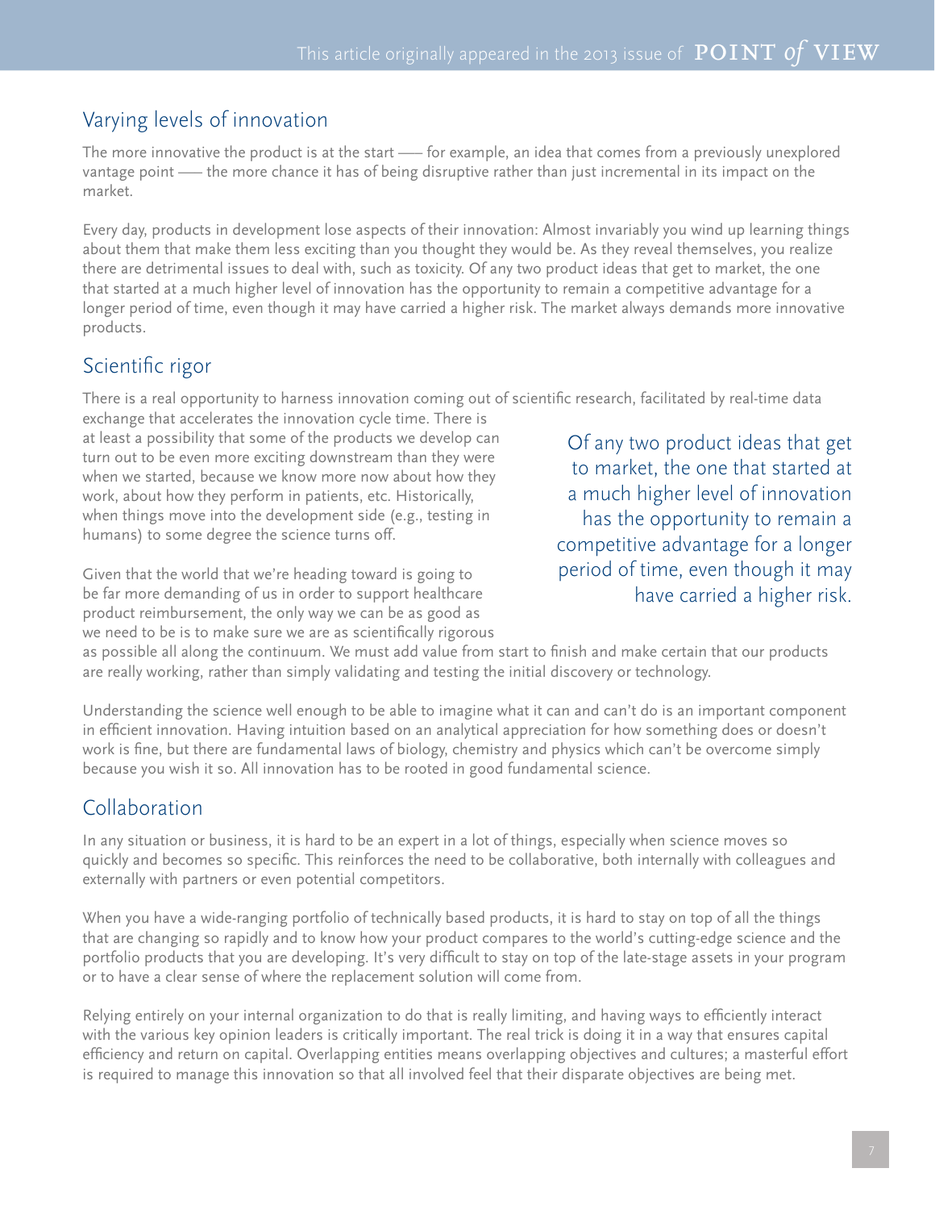## Varying levels of innovation

The more innovative the product is at the start —— for example, an idea that comes from a previously unexplored vantage point —— the more chance it has of being disruptive rather than just incremental in its impact on the market.

Every day, products in development lose aspects of their innovation: Almost invariably you wind up learning things about them that make them less exciting than you thought they would be. As they reveal themselves, you realize there are detrimental issues to deal with, such as toxicity. Of any two product ideas that get to market, the one that started at a much higher level of innovation has the opportunity to remain a competitive advantage for a longer period of time, even though it may have carried a higher risk. The market always demands more innovative products.

## Scientific rigor

There is a real opportunity to harness innovation coming out of scientific research, facilitated by real-time data exchange that accelerates the innovation cycle time. There is at least a possibility that some of the products we develop can turn out to be even more exciting downstream than they were when we started, because we know more now about how they work, about how they perform in patients, etc. Historically, when things move into the development side (e.g., testing in humans) to some degree the science turns off.

> Of any two product ideas that get to market, the one that started at a much higher level of innovation has the opportunity to remain a competitive advantage for a longer period of time, even though it may have carried a higher risk.

Given that the world that we're heading toward is going to be far more demanding of us in order to support healthcare product reimbursement, the only way we can be as good as we need to be is to make sure we are as scientifically rigorous as possible all along the continuum. We must add value from start to finish and make certain that our products are really working, rather than simply validating and testing the initial discovery or technology.

Understanding the science well enough to be able to imagine what it can and can't do is an important component in efficient innovation. Having intuition based on an analytical appreciation for how something does or doesn't work is fine, but there are fundamental laws of biology, chemistry and physics which can't be overcome simply because you wish it so. All innovation has to be rooted in good fundamental science.

## Collaboration

In any situation or business, it is hard to be an expert in a lot of things, especially when science moves so quickly and becomes so specific. This reinforces the need to be collaborative, both internally with colleagues and externally with partners or even potential competitors.

When you have a wide-ranging portfolio of technically based products, it is hard to stay on top of all the things that are changing so rapidly and to know how your product compares to the world's cutting-edge science and the portfolio products that you are developing. It's very difficult to stay on top of the late-stage assets in your program or to have a clear sense of where the replacement solution will come from.

Relying entirely on your internal organization to do that is really limiting, and having ways to efficiently interact with the various key opinion leaders is critically important. The real trick is doing it in a way that ensures capital efficiency and return on capital. Overlapping entities means overlapping objectives and cultures; a masterful effort is required to manage this innovation so that all involved feel that their disparate objectives are being met.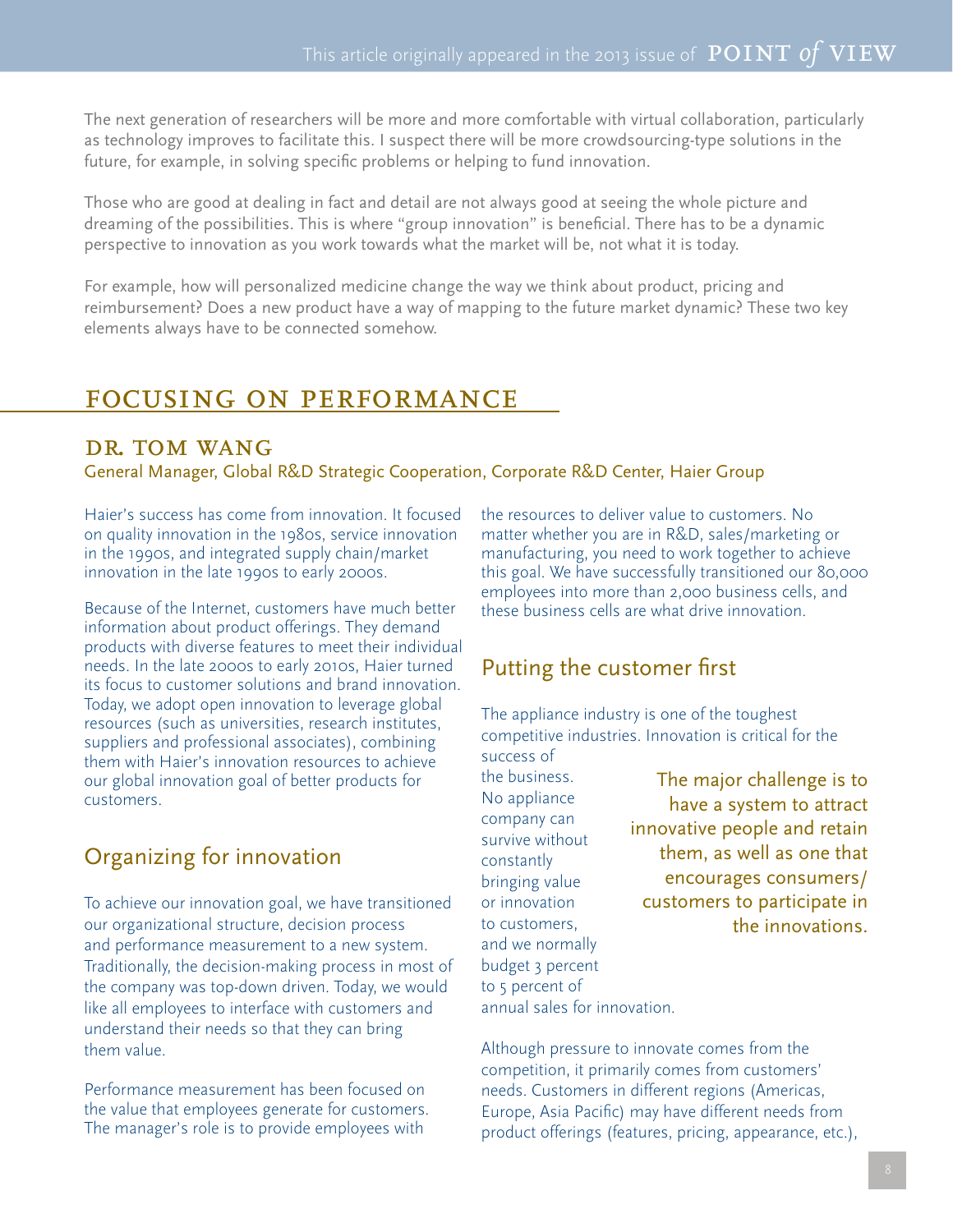The next generation of researchers will be more and more comfortable with virtual collaboration, particularly as technology improves to facilitate this. I suspect there will be more crowdsourcing-type solutions in the future, for example, in solving specific problems or helping to fund innovation.

Those who are good at dealing in fact and detail are not always good at seeing the whole picture and dreaming of the possibilities. This is where "group innovation" is beneficial. There has to be a dynamic perspective to innovation as you work towards what the market will be, not what it is today.

For example, how will personalized medicine change the way we think about product, pricing and reimbursement? Does a new product have a way of mapping to the future market dynamic? These two key elements always have to be connected somehow.

# FOCUSING ON PERFORMANCE

## DR. TOM WANG

General Manager, Global R&D Strategic Cooperation, Corporate R&D Center, Haier Group

Haier's success has come from innovation. It focused on quality innovation in the 1980s, service innovation in the 1990s, and integrated supply chain/market innovation in the late 1990s to early 2000s.

Because of the Internet, customers have much better information about product offerings. They demand products with diverse features to meet their individual needs. In the late 2000s to early 2010s, Haier turned its focus to customer solutions and brand innovation. Today, we adopt open innovation to leverage global resources (such as universities, research institutes, suppliers and professional associates), combining them with Haier's innovation resources to achieve our global innovation goal of better products for customers.

### Organizing for innovation

To achieve our innovation goal, we have transitioned our organizational structure, decision process and performance measurement to a new system. Traditionally, the decision-making process in most of the company was top-down driven. Today, we would like all employees to interface with customers and understand their needs so that they can bring them value.

Performance measurement has been focused on the value that employees generate for customers. The manager's role is to provide employees with the resources to deliver value to customers. No matter whether you are in R&D, sales/marketing or manufacturing, you need to work together to achieve this goal. We have successfully transitioned our 80,000 employees into more than 2,000 business cells, and these business cells are what drive innovation.

### Putting the customer first

The appliance industry is one of the toughest competitive industries. Innovation is critical for the success of the business. No appliance company can survive without constantly bringing value or innovation to customers, and we normally budget 3 percent to 5 percent of annual sales for innovation.

> The major challenge is to have a system to attract innovative people and retain them, as well as one that encourages consumers/customers to participate in the innovations.

Although pressure to innovate comes from the competition, it primarily comes from customers' needs. Customers in different regions (Americas, Europe, Asia Pacific) may have different needs from product offerings (features, pricing, appearance, etc.),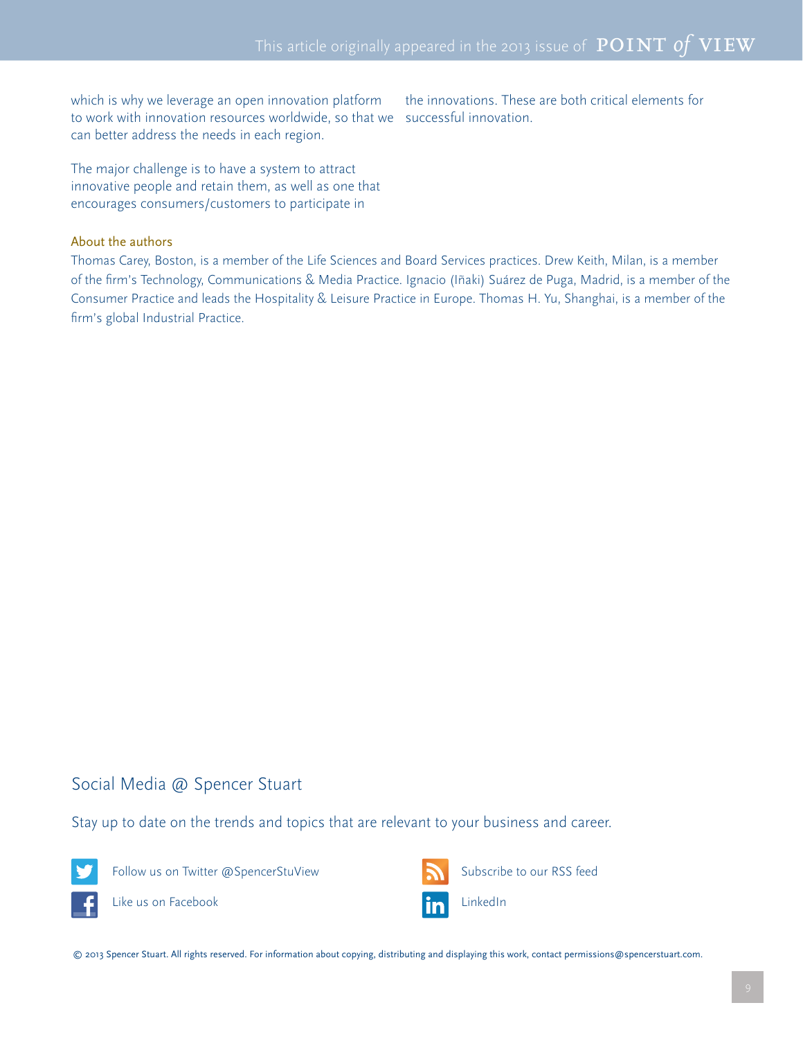which is why we leverage an open innovation platform to work with innovation resources worldwide, so that we can better address the needs in each region.

The major challenge is to have a system to attract innovative people and retain them, as well as one that encourages consumers/customers to participate in the innovations. These are both critical elements for successful innovation.

### About the authors

Thomas Carey, Boston, is a member of the Life Sciences and Board Services practices. Drew Keith, Milan, is a member of the firm's Technology, Communications & Media Practice. Ignacio (Iñaki) Suárez de Puga, Madrid, is a member of the Consumer Practice and leads the Hospitality & Leisure Practice in Europe. Thomas H. Yu, Shanghai, is a member of the firm's global Industrial Practice.

## Social Media @ Spencer Stuart

Stay up to date on the trends and topics that are relevant to your business and career.

Follow us on Twitter @SpencerStuView

Like us on Facebook

Subscribe to our RSS feed

LinkedIn

© 2013 Spencer Stuart. All rights reserved. For information about copying, distributing and displaying this work, contact permissions@spencerstuart.com.